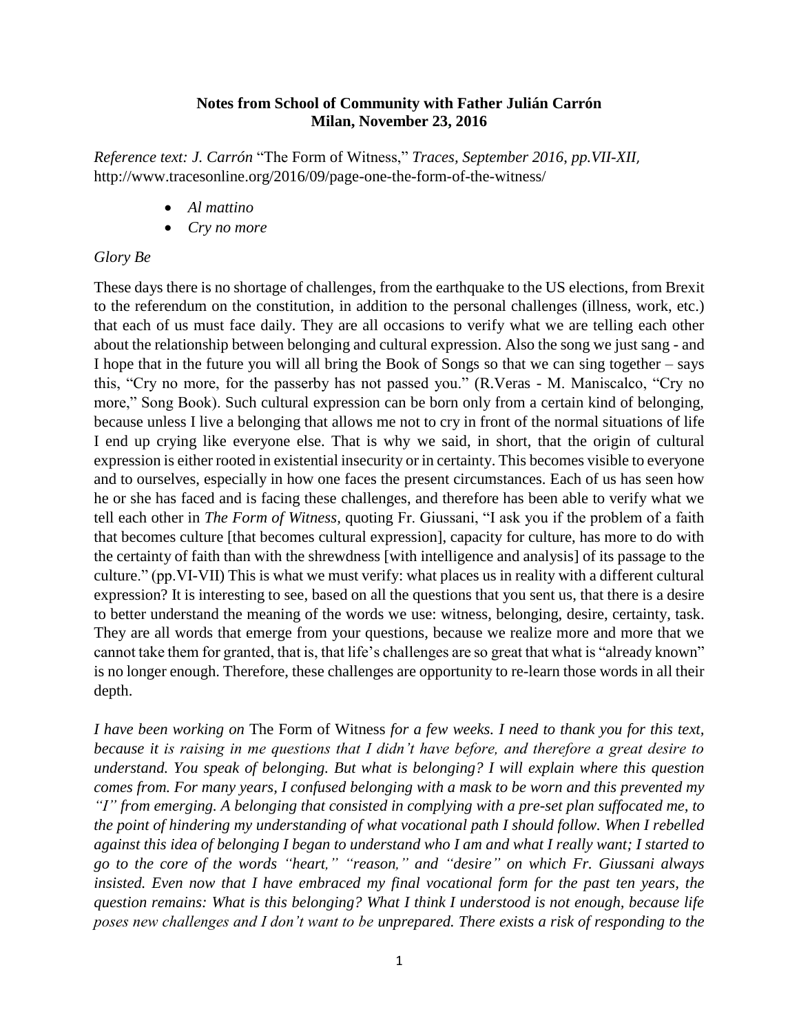**Notes from School of Community with Father Julián Carrón**
**Milan, November 23, 2016**

*Reference text: J. Carrón* "The Form of Witness," *Traces, September 2016, pp.VII-XII,* http://www.tracesonline.org/2016/09/page-one-the-form-of-the-witness/

- *Al mattino*
- *Cry no more*

*Glory Be*

These days there is no shortage of challenges, from the earthquake to the US elections, from Brexit to the referendum on the constitution, in addition to the personal challenges (illness, work, etc.) that each of us must face daily. They are all occasions to verify what we are telling each other about the relationship between belonging and cultural expression. Also the song we just sang - and I hope that in the future you will all bring the Book of Songs so that we can sing together – says this, "Cry no more, for the passerby has not passed you." (R.Veras - M. Maniscalco, "Cry no more," Song Book). Such cultural expression can be born only from a certain kind of belonging, because unless I live a belonging that allows me not to cry in front of the normal situations of life I end up crying like everyone else. That is why we said, in short, that the origin of cultural expression is either rooted in existential insecurity or in certainty. This becomes visible to everyone and to ourselves, especially in how one faces the present circumstances. Each of us has seen how he or she has faced and is facing these challenges, and therefore has been able to verify what we tell each other in *The Form of Witness*, quoting Fr. Giussani, "I ask you if the problem of a faith that becomes culture [that becomes cultural expression], capacity for culture, has more to do with the certainty of faith than with the shrewdness [with intelligence and analysis] of its passage to the culture." (pp.VI-VII) This is what we must verify: what places us in reality with a different cultural expression? It is interesting to see, based on all the questions that you sent us, that there is a desire to better understand the meaning of the words we use: witness, belonging, desire, certainty, task. They are all words that emerge from your questions, because we realize more and more that we cannot take them for granted, that is, that life's challenges are so great that what is "already known" is no longer enough. Therefore, these challenges are opportunity to re-learn those words in all their depth.

*I have been working on* The Form of Witness *for a few weeks. I need to thank you for this text, because it is raising in me questions that I didn't have before, and therefore a great desire to understand. You speak of belonging. But what is belonging? I will explain where this question comes from. For many years, I confused belonging with a mask to be worn and this prevented my "I" from emerging. A belonging that consisted in complying with a pre-set plan suffocated me, to the point of hindering my understanding of what vocational path I should follow. When I rebelled against this idea of belonging I began to understand who I am and what I really want; I started to go to the core of the words "heart," "reason," and "desire" on which Fr. Giussani always insisted. Even now that I have embraced my final vocational form for the past ten years, the question remains: What is this belonging? What I think I understood is not enough, because life poses new challenges and I don't want to be unprepared. There exists a risk of responding to the*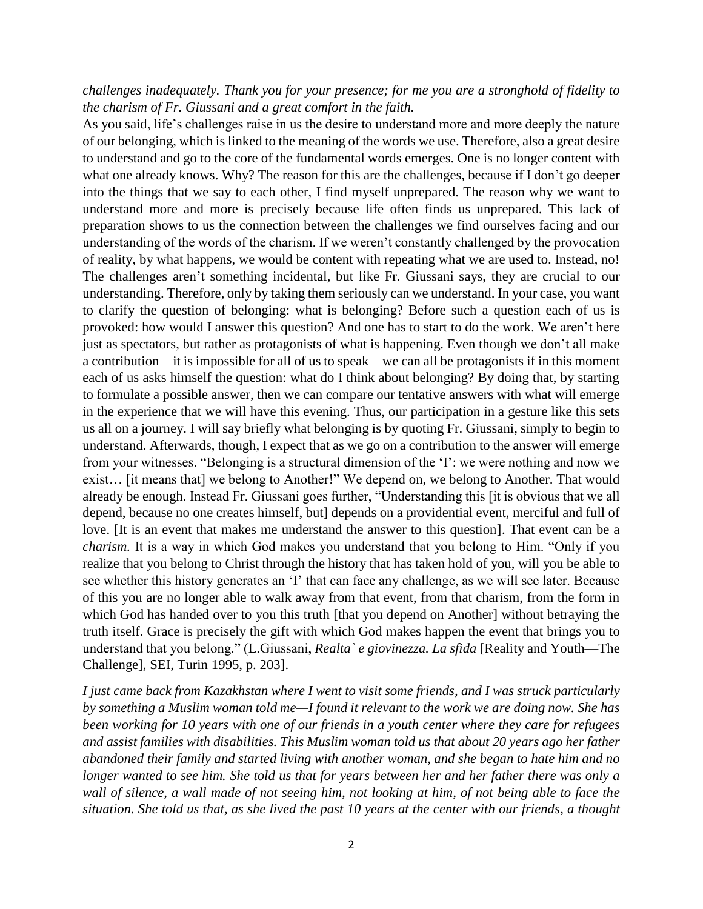*challenges inadequately. Thank you for your presence; for me you are a stronghold of fidelity to the charism of Fr. Giussani and a great comfort in the faith.*

As you said, life's challenges raise in us the desire to understand more and more deeply the nature of our belonging, which is linked to the meaning of the words we use. Therefore, also a great desire to understand and go to the core of the fundamental words emerges. One is no longer content with what one already knows. Why? The reason for this are the challenges, because if I don't go deeper into the things that we say to each other, I find myself unprepared. The reason why we want to understand more and more is precisely because life often finds us unprepared. This lack of preparation shows to us the connection between the challenges we find ourselves facing and our understanding of the words of the charism. If we weren't constantly challenged by the provocation of reality, by what happens, we would be content with repeating what we are used to. Instead, no! The challenges aren't something incidental, but like Fr. Giussani says, they are crucial to our understanding. Therefore, only by taking them seriously can we understand. In your case, you want to clarify the question of belonging: what is belonging? Before such a question each of us is provoked: how would I answer this question? And one has to start to do the work. We aren't here just as spectators, but rather as protagonists of what is happening. Even though we don't all make a contribution—it is impossible for all of us to speak—we can all be protagonists if in this moment each of us asks himself the question: what do I think about belonging? By doing that, by starting to formulate a possible answer, then we can compare our tentative answers with what will emerge in the experience that we will have this evening. Thus, our participation in a gesture like this sets us all on a journey. I will say briefly what belonging is by quoting Fr. Giussani, simply to begin to understand. Afterwards, though, I expect that as we go on a contribution to the answer will emerge from your witnesses. "Belonging is a structural dimension of the 'I': we were nothing and now we exist… [it means that] we belong to Another!" We depend on, we belong to Another. That would already be enough. Instead Fr. Giussani goes further, "Understanding this [it is obvious that we all depend, because no one creates himself, but] depends on a providential event, merciful and full of love. [It is an event that makes me understand the answer to this question]. That event can be a *charism*. It is a way in which God makes you understand that you belong to Him. "Only if you realize that you belong to Christ through the history that has taken hold of you, will you be able to see whether this history generates an 'I' that can face any challenge, as we will see later. Because of this you are no longer able to walk away from that event, from that charism, from the form in which God has handed over to you this truth [that you depend on Another] without betraying the truth itself. Grace is precisely the gift with which God makes happen the event that brings you to understand that you belong." (L.Giussani, *Realta` e giovinezza. La sfida* [Reality and Youth—The Challenge], SEI, Turin 1995, p. 203].

*I just came back from Kazakhstan where I went to visit some friends, and I was struck particularly by something a Muslim woman told me—I found it relevant to the work we are doing now. She has been working for 10 years with one of our friends in a youth center where they care for refugees and assist families with disabilities. This Muslim woman told us that about 20 years ago her father abandoned their family and started living with another woman, and she began to hate him and no longer wanted to see him. She told us that for years between her and her father there was only a wall of silence, a wall made of not seeing him, not looking at him, of not being able to face the situation. She told us that, as she lived the past 10 years at the center with our friends, a thought*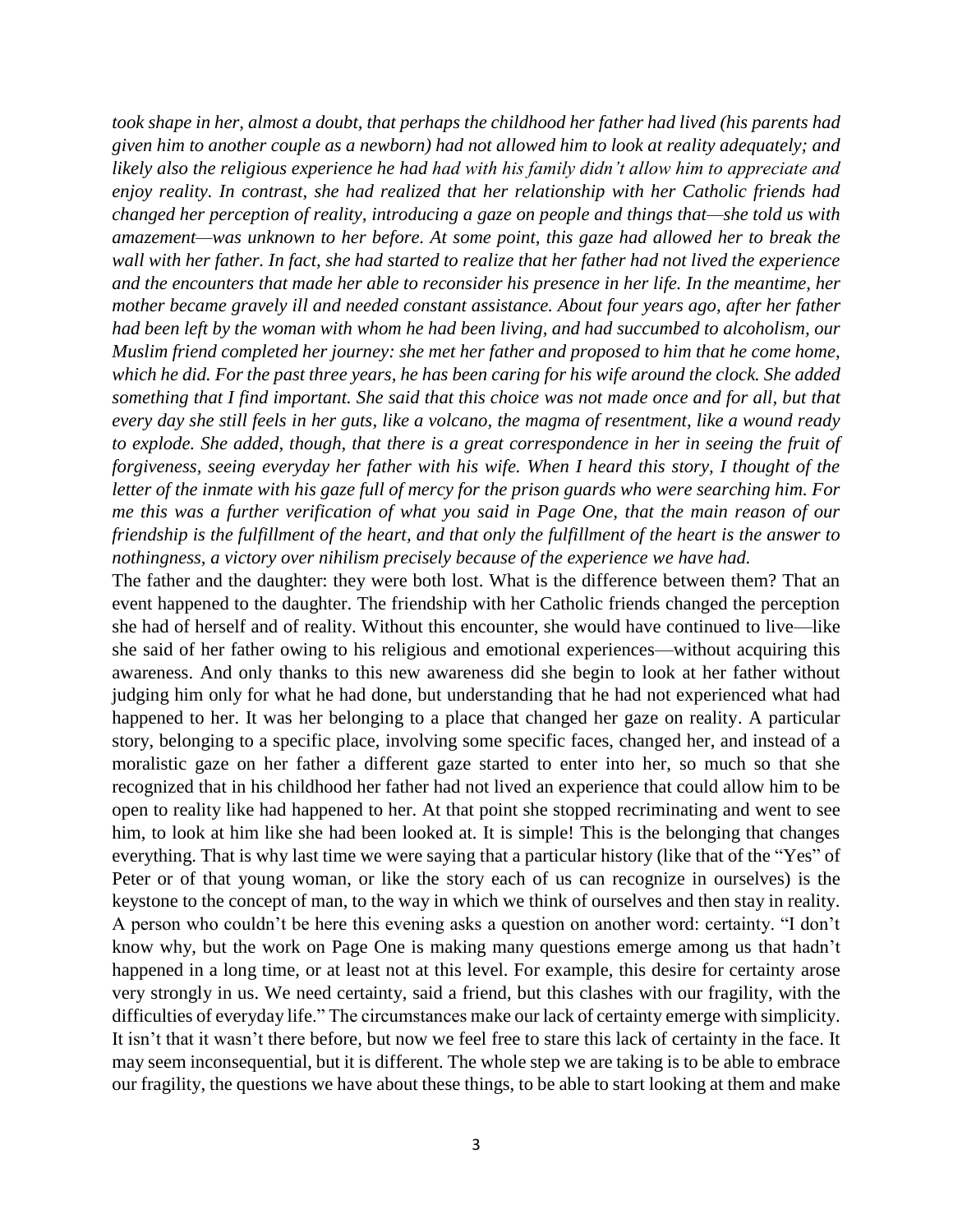*took shape in her, almost a doubt, that perhaps the childhood her father had lived (his parents had given him to another couple as a newborn) had not allowed him to look at reality adequately; and likely also the religious experience he had had with his family didn't allow him to appreciate and enjoy reality. In contrast, she had realized that her relationship with her Catholic friends had changed her perception of reality, introducing a gaze on people and things that—she told us with amazement—was unknown to her before. At some point, this gaze had allowed her to break the wall with her father. In fact, she had started to realize that her father had not lived the experience and the encounters that made her able to reconsider his presence in her life. In the meantime, her mother became gravely ill and needed constant assistance. About four years ago, after her father had been left by the woman with whom he had been living, and had succumbed to alcoholism, our Muslim friend completed her journey: she met her father and proposed to him that he come home, which he did. For the past three years, he has been caring for his wife around the clock. She added something that I find important. She said that this choice was not made once and for all, but that every day she still feels in her guts, like a volcano, the magma of resentment, like a wound ready to explode. She added, though, that there is a great correspondence in her in seeing the fruit of forgiveness, seeing everyday her father with his wife. When I heard this story, I thought of the letter of the inmate with his gaze full of mercy for the prison guards who were searching him. For me this was a further verification of what you said in Page One, that the main reason of our friendship is the fulfillment of the heart, and that only the fulfillment of the heart is the answer to nothingness, a victory over nihilism precisely because of the experience we have had.*

The father and the daughter: they were both lost. What is the difference between them? That an event happened to the daughter. The friendship with her Catholic friends changed the perception she had of herself and of reality. Without this encounter, she would have continued to live—like she said of her father owing to his religious and emotional experiences—without acquiring this awareness. And only thanks to this new awareness did she begin to look at her father without judging him only for what he had done, but understanding that he had not experienced what had happened to her. It was her belonging to a place that changed her gaze on reality. A particular story, belonging to a specific place, involving some specific faces, changed her, and instead of a moralistic gaze on her father a different gaze started to enter into her, so much so that she recognized that in his childhood her father had not lived an experience that could allow him to be open to reality like had happened to her. At that point she stopped recriminating and went to see him, to look at him like she had been looked at. It is simple! This is the belonging that changes everything. That is why last time we were saying that a particular history (like that of the "Yes" of Peter or of that young woman, or like the story each of us can recognize in ourselves) is the keystone to the concept of man, to the way in which we think of ourselves and then stay in reality.

A person who couldn't be here this evening asks a question on another word: certainty. "I don't know why, but the work on Page One is making many questions emerge among us that hadn't happened in a long time, or at least not at this level. For example, this desire for certainty arose very strongly in us. We need certainty, said a friend, but this clashes with our fragility, with the difficulties of everyday life." The circumstances make our lack of certainty emerge with simplicity. It isn't that it wasn't there before, but now we feel free to stare this lack of certainty in the face. It may seem inconsequential, but it is different. The whole step we are taking is to be able to embrace our fragility, the questions we have about these things, to be able to start looking at them and make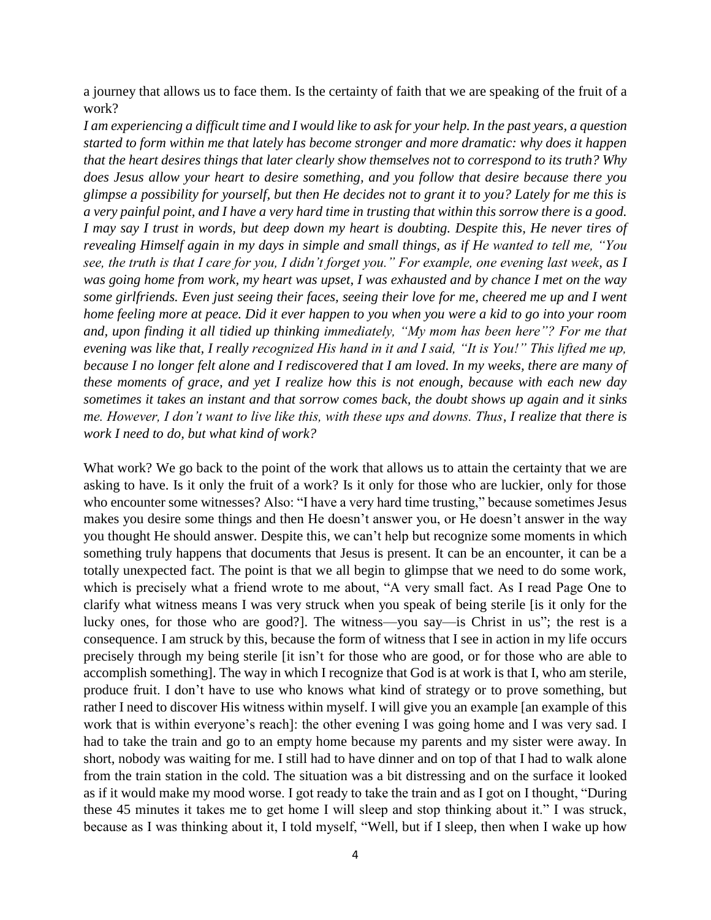a journey that allows us to face them. Is the certainty of faith that we are speaking of the fruit of a work?

*I am experiencing a difficult time and I would like to ask for your help. In the past years, a question started to form within me that lately has become stronger and more dramatic: why does it happen that the heart desires things that later clearly show themselves not to correspond to its truth? Why does Jesus allow your heart to desire something, and you follow that desire because there you glimpse a possibility for yourself, but then He decides not to grant it to you? Lately for me this is a very painful point, and I have a very hard time in trusting that within this sorrow there is a good. I may say I trust in words, but deep down my heart is doubting. Despite this, He never tires of revealing Himself again in my days in simple and small things, as if He wanted to tell me, "You see, the truth is that I care for you, I didn't forget you." For example, one evening last week, as I was going home from work, my heart was upset, I was exhausted and by chance I met on the way some girlfriends. Even just seeing their faces, seeing their love for me, cheered me up and I went home feeling more at peace. Did it ever happen to you when you were a kid to go into your room and, upon finding it all tidied up thinking immediately, "My mom has been here"? For me that evening was like that, I really recognized His hand in it and I said, "It is You!" This lifted me up, because I no longer felt alone and I rediscovered that I am loved. In my weeks, there are many of these moments of grace, and yet I realize how this is not enough, because with each new day sometimes it takes an instant and that sorrow comes back, the doubt shows up again and it sinks me. However, I don't want to live like this, with these ups and downs. Thus, I realize that there is work I need to do, but what kind of work?*

What work? We go back to the point of the work that allows us to attain the certainty that we are asking to have. Is it only the fruit of a work? Is it only for those who are luckier, only for those who encounter some witnesses? Also: "I have a very hard time trusting," because sometimes Jesus makes you desire some things and then He doesn't answer you, or He doesn't answer in the way you thought He should answer. Despite this, we can't help but recognize some moments in which something truly happens that documents that Jesus is present. It can be an encounter, it can be a totally unexpected fact. The point is that we all begin to glimpse that we need to do some work, which is precisely what a friend wrote to me about, "A very small fact. As I read Page One to clarify what witness means I was very struck when you speak of being sterile [is it only for the lucky ones, for those who are good?]. The witness—you say—is Christ in us"; the rest is a consequence. I am struck by this, because the form of witness that I see in action in my life occurs precisely through my being sterile [it isn't for those who are good, or for those who are able to accomplish something]. The way in which I recognize that God is at work is that I, who am sterile, produce fruit. I don't have to use who knows what kind of strategy or to prove something, but rather I need to discover His witness within myself. I will give you an example [an example of this work that is within everyone's reach]: the other evening I was going home and I was very sad. I had to take the train and go to an empty home because my parents and my sister were away. In short, nobody was waiting for me. I still had to have dinner and on top of that I had to walk alone from the train station in the cold. The situation was a bit distressing and on the surface it looked as if it would make my mood worse. I got ready to take the train and as I got on I thought, "During these 45 minutes it takes me to get home I will sleep and stop thinking about it." I was struck, because as I was thinking about it, I told myself, "Well, but if I sleep, then when I wake up how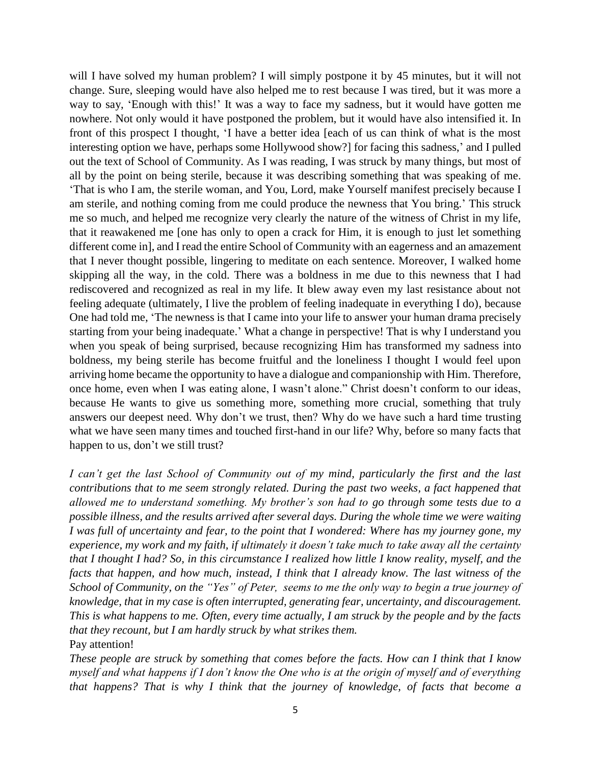will I have solved my human problem? I will simply postpone it by 45 minutes, but it will not change. Sure, sleeping would have also helped me to rest because I was tired, but it was more a way to say, 'Enough with this!' It was a way to face my sadness, but it would have gotten me nowhere. Not only would it have postponed the problem, but it would have also intensified it. In front of this prospect I thought, 'I have a better idea [each of us can think of what is the most interesting option we have, perhaps some Hollywood show?] for facing this sadness,' and I pulled out the text of School of Community. As I was reading, I was struck by many things, but most of all by the point on being sterile, because it was describing something that was speaking of me. 'That is who I am, the sterile woman, and You, Lord, make Yourself manifest precisely because I am sterile, and nothing coming from me could produce the newness that You bring.' This struck me so much, and helped me recognize very clearly the nature of the witness of Christ in my life, that it reawakened me [one has only to open a crack for Him, it is enough to just let something different come in], and I read the entire School of Community with an eagerness and an amazement that I never thought possible, lingering to meditate on each sentence. Moreover, I walked home skipping all the way, in the cold. There was a boldness in me due to this newness that I had rediscovered and recognized as real in my life. It blew away even my last resistance about not feeling adequate (ultimately, I live the problem of feeling inadequate in everything I do), because One had told me, 'The newness is that I came into your life to answer your human drama precisely starting from your being inadequate.' What a change in perspective! That is why I understand you when you speak of being surprised, because recognizing Him has transformed my sadness into boldness, my being sterile has become fruitful and the loneliness I thought I would feel upon arriving home became the opportunity to have a dialogue and companionship with Him. Therefore, once home, even when I was eating alone, I wasn't alone." Christ doesn't conform to our ideas, because He wants to give us something more, something more crucial, something that truly answers our deepest need. Why don't we trust, then? Why do we have such a hard time trusting what we have seen many times and touched first-hand in our life? Why, before so many facts that happen to us, don't we still trust?

*I can't get the last School of Community out of my mind, particularly the first and the last contributions that to me seem strongly related. During the past two weeks, a fact happened that allowed me to understand something. My brother's son had to go through some tests due to a possible illness, and the results arrived after several days. During the whole time we were waiting I was full of uncertainty and fear, to the point that I wondered: Where has my journey gone, my experience, my work and my faith, if ultimately it doesn't take much to take away all the certainty that I thought I had? So, in this circumstance I realized how little I know reality, myself, and the facts that happen, and how much, instead, I think that I already know. The last witness of the School of Community, on the "Yes" of Peter, seems to me the only way to begin a true journey of knowledge, that in my case is often interrupted, generating fear, uncertainty, and discouragement. This is what happens to me. Often, every time actually, I am struck by the people and by the facts that they recount, but I am hardly struck by what strikes them.*

Pay attention!

*These people are struck by something that comes before the facts. How can I think that I know myself and what happens if I don't know the One who is at the origin of myself and of everything that happens? That is why I think that the journey of knowledge, of facts that become a*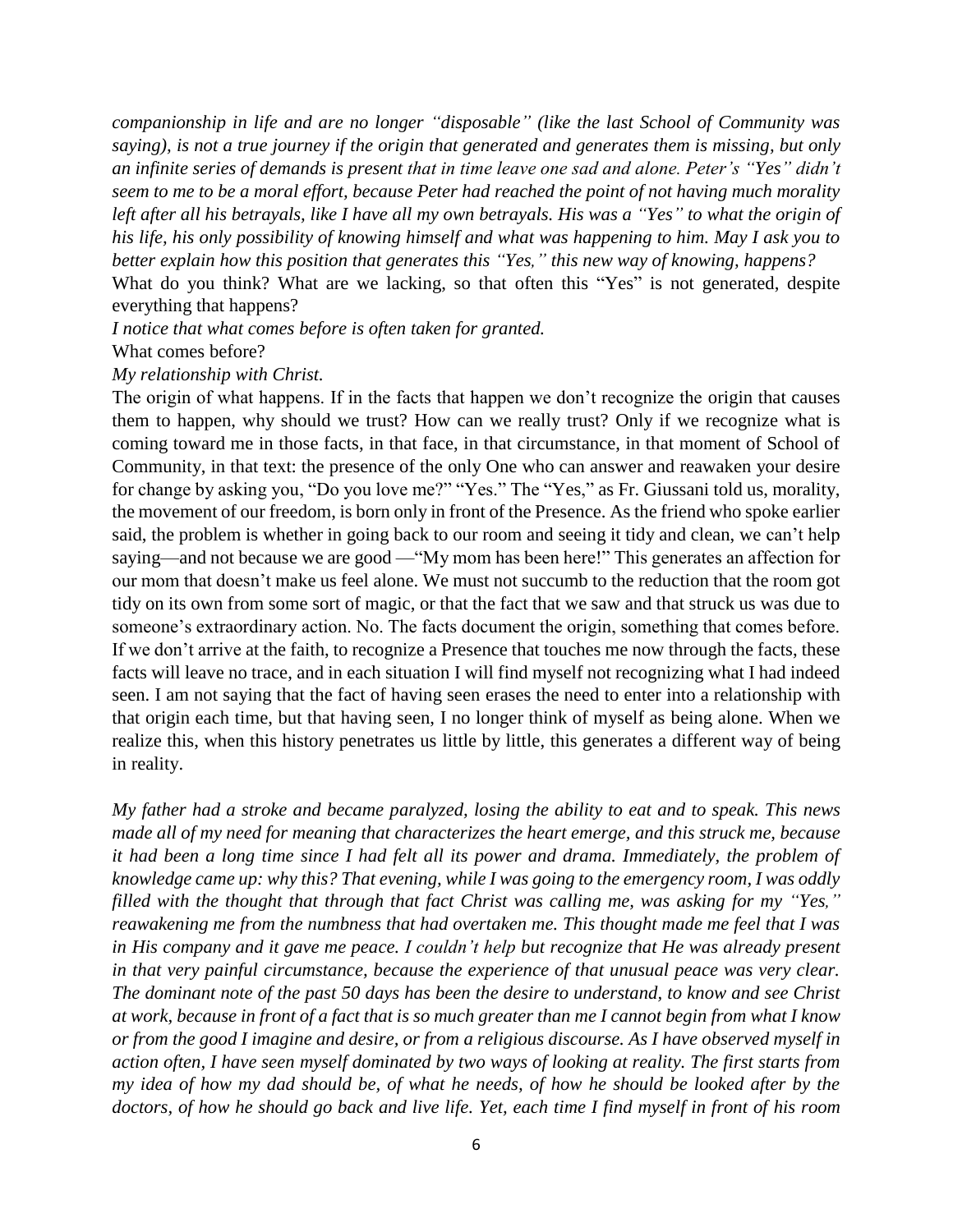*companionship in life and are no longer "disposable" (like the last School of Community was saying), is not a true journey if the origin that generated and generates them is missing, but only an infinite series of demands is present that in time leave one sad and alone. Peter's "Yes" didn't seem to me to be a moral effort, because Peter had reached the point of not having much morality left after all his betrayals, like I have all my own betrayals. His was a "Yes" to what the origin of his life, his only possibility of knowing himself and what was happening to him. May I ask you to better explain how this position that generates this "Yes," this new way of knowing, happens?*

What do you think? What are we lacking, so that often this "Yes" is not generated, despite everything that happens?

*I notice that what comes before is often taken for granted.*

What comes before?

*My relationship with Christ.*

The origin of what happens. If in the facts that happen we don't recognize the origin that causes them to happen, why should we trust? How can we really trust? Only if we recognize what is coming toward me in those facts, in that face, in that circumstance, in that moment of School of Community, in that text: the presence of the only One who can answer and reawaken your desire for change by asking you, "Do you love me?" "Yes." The "Yes," as Fr. Giussani told us, morality, the movement of our freedom, is born only in front of the Presence. As the friend who spoke earlier said, the problem is whether in going back to our room and seeing it tidy and clean, we can't help saying—and not because we are good —"My mom has been here!" This generates an affection for our mom that doesn't make us feel alone. We must not succumb to the reduction that the room got tidy on its own from some sort of magic, or that the fact that we saw and that struck us was due to someone's extraordinary action. No. The facts document the origin, something that comes before. If we don't arrive at the faith, to recognize a Presence that touches me now through the facts, these facts will leave no trace, and in each situation I will find myself not recognizing what I had indeed seen. I am not saying that the fact of having seen erases the need to enter into a relationship with that origin each time, but that having seen, I no longer think of myself as being alone. When we realize this, when this history penetrates us little by little, this generates a different way of being in reality.

*My father had a stroke and became paralyzed, losing the ability to eat and to speak. This news made all of my need for meaning that characterizes the heart emerge, and this struck me, because it had been a long time since I had felt all its power and drama. Immediately, the problem of knowledge came up: why this? That evening, while I was going to the emergency room, I was oddly filled with the thought that through that fact Christ was calling me, was asking for my "Yes," reawakening me from the numbness that had overtaken me. This thought made me feel that I was in His company and it gave me peace. I couldn't help but recognize that He was already present in that very painful circumstance, because the experience of that unusual peace was very clear. The dominant note of the past 50 days has been the desire to understand, to know and see Christ at work, because in front of a fact that is so much greater than me I cannot begin from what I know or from the good I imagine and desire, or from a religious discourse. As I have observed myself in action often, I have seen myself dominated by two ways of looking at reality. The first starts from my idea of how my dad should be, of what he needs, of how he should be looked after by the doctors, of how he should go back and live life. Yet, each time I find myself in front of his room*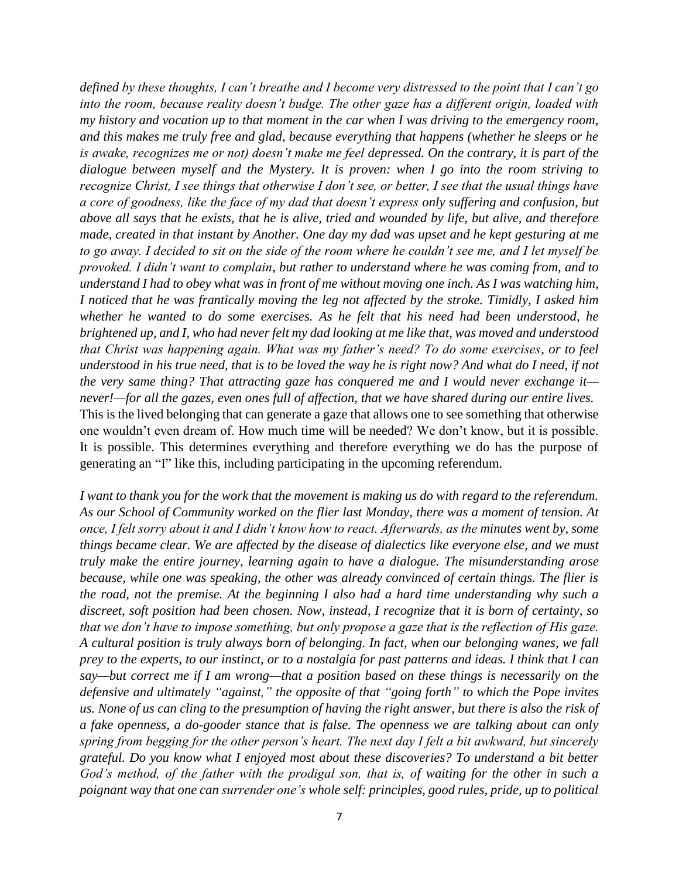*defined by these thoughts, I can't breathe and I become very distressed to the point that I can't go into the room, because reality doesn't budge. The other gaze has a different origin, loaded with my history and vocation up to that moment in the car when I was driving to the emergency room, and this makes me truly free and glad, because everything that happens (whether he sleeps or he is awake, recognizes me or not) doesn't make me feel depressed. On the contrary, it is part of the dialogue between myself and the Mystery. It is proven: when I go into the room striving to recognize Christ, I see things that otherwise I don't see, or better, I see that the usual things have a core of goodness, like the face of my dad that doesn't express only suffering and confusion, but above all says that he exists, that he is alive, tried and wounded by life, but alive, and therefore made, created in that instant by Another. One day my dad was upset and he kept gesturing at me to go away. I decided to sit on the side of the room where he couldn't see me, and I let myself be provoked. I didn't want to complain, but rather to understand where he was coming from, and to understand I had to obey what was in front of me without moving one inch. As I was watching him, I noticed that he was frantically moving the leg not affected by the stroke. Timidly, I asked him whether he wanted to do some exercises. As he felt that his need had been understood, he brightened up, and I, who had never felt my dad looking at me like that, was moved and understood that Christ was happening again. What was my father's need? To do some exercises, or to feel understood in his true need, that is to be loved the way he is right now? And what do I need, if not the very same thing? That attracting gaze has conquered me and I would never exchange it—never!—for all the gazes, even ones full of affection, that we have shared during our entire lives.*
This is the lived belonging that can generate a gaze that allows one to see something that otherwise one wouldn't even dream of. How much time will be needed? We don't know, but it is possible. It is possible. This determines everything and therefore everything we do has the purpose of generating an "I" like this, including participating in the upcoming referendum.

*I want to thank you for the work that the movement is making us do with regard to the referendum. As our School of Community worked on the flier last Monday, there was a moment of tension. At once, I felt sorry about it and I didn't know how to react. Afterwards, as the minutes went by, some things became clear. We are affected by the disease of dialectics like everyone else, and we must truly make the entire journey, learning again to have a dialogue. The misunderstanding arose because, while one was speaking, the other was already convinced of certain things. The flier is the road, not the premise. At the beginning I also had a hard time understanding why such a discreet, soft position had been chosen. Now, instead, I recognize that it is born of certainty, so that we don't have to impose something, but only propose a gaze that is the reflection of His gaze. A cultural position is truly always born of belonging. In fact, when our belonging wanes, we fall prey to the experts, to our instinct, or to a nostalgia for past patterns and ideas. I think that I can say—but correct me if I am wrong—that a position based on these things is necessarily on the defensive and ultimately "against," the opposite of that "going forth" to which the Pope invites us. None of us can cling to the presumption of having the right answer, but there is also the risk of a fake openness, a do-gooder stance that is false. The openness we are talking about can only spring from begging for the other person's heart. The next day I felt a bit awkward, but sincerely grateful. Do you know what I enjoyed most about these discoveries? To understand a bit better God's method, of the father with the prodigal son, that is, of waiting for the other in such a poignant way that one can surrender one's whole self: principles, good rules, pride, up to political*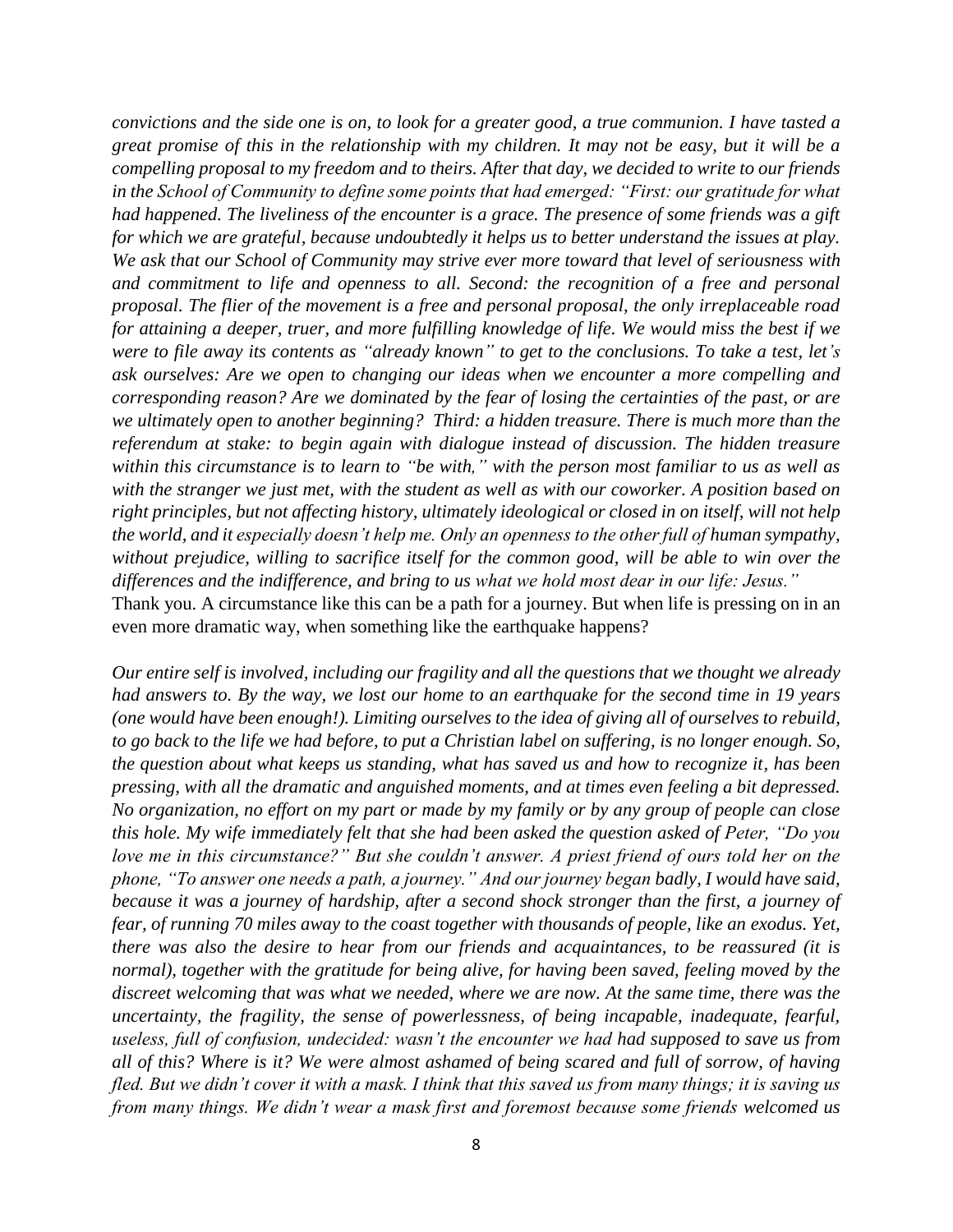*convictions and the side one is on, to look for a greater good, a true communion. I have tasted a great promise of this in the relationship with my children. It may not be easy, but it will be a compelling proposal to my freedom and to theirs. After that day, we decided to write to our friends in the School of Community to define some points that had emerged: "First: our gratitude for what had happened. The liveliness of the encounter is a grace. The presence of some friends was a gift for which we are grateful, because undoubtedly it helps us to better understand the issues at play. We ask that our School of Community may strive ever more toward that level of seriousness with and commitment to life and openness to all. Second: the recognition of a free and personal proposal. The flier of the movement is a free and personal proposal, the only irreplaceable road for attaining a deeper, truer, and more fulfilling knowledge of life. We would miss the best if we were to file away its contents as "already known" to get to the conclusions. To take a test, let's ask ourselves: Are we open to changing our ideas when we encounter a more compelling and corresponding reason? Are we dominated by the fear of losing the certainties of the past, or are we ultimately open to another beginning? Third: a hidden treasure. There is much more than the referendum at stake: to begin again with dialogue instead of discussion. The hidden treasure within this circumstance is to learn to "be with," with the person most familiar to us as well as with the stranger we just met, with the student as well as with our coworker. A position based on right principles, but not affecting history, ultimately ideological or closed in on itself, will not help the world, and it especially doesn't help me. Only an openness to the other full of human sympathy, without prejudice, willing to sacrifice itself for the common good, will be able to win over the differences and the indifference, and bring to us what we hold most dear in our life: Jesus."*

Thank you. A circumstance like this can be a path for a journey. But when life is pressing on in an even more dramatic way, when something like the earthquake happens?

*Our entire self is involved, including our fragility and all the questions that we thought we already had answers to. By the way, we lost our home to an earthquake for the second time in 19 years (one would have been enough!). Limiting ourselves to the idea of giving all of ourselves to rebuild, to go back to the life we had before, to put a Christian label on suffering, is no longer enough. So, the question about what keeps us standing, what has saved us and how to recognize it, has been pressing, with all the dramatic and anguished moments, and at times even feeling a bit depressed. No organization, no effort on my part or made by my family or by any group of people can close this hole. My wife immediately felt that she had been asked the question asked of Peter, "Do you love me in this circumstance?" But she couldn't answer. A priest friend of ours told her on the phone, "To answer one needs a path, a journey." And our journey began badly, I would have said, because it was a journey of hardship, after a second shock stronger than the first, a journey of fear, of running 70 miles away to the coast together with thousands of people, like an exodus. Yet, there was also the desire to hear from our friends and acquaintances, to be reassured (it is normal), together with the gratitude for being alive, for having been saved, feeling moved by the discreet welcoming that was what we needed, where we are now. At the same time, there was the uncertainty, the fragility, the sense of powerlessness, of being incapable, inadequate, fearful, useless, full of confusion, undecided: wasn't the encounter we had had supposed to save us from all of this? Where is it? We were almost ashamed of being scared and full of sorrow, of having fled. But we didn't cover it with a mask. I think that this saved us from many things; it is saving us from many things. We didn't wear a mask first and foremost because some friends welcomed us*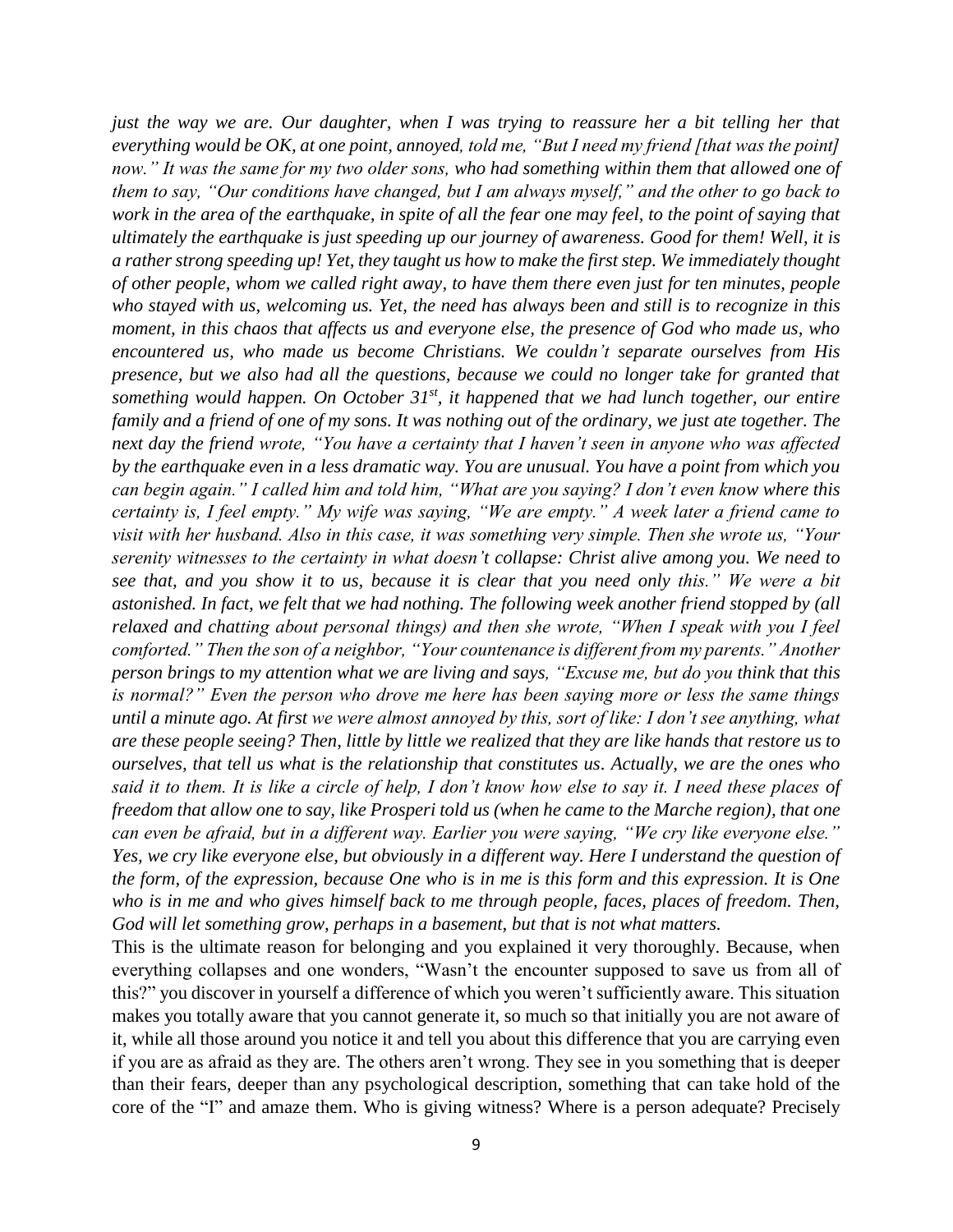*just the way we are. Our daughter, when I was trying to reassure her a bit telling her that everything would be OK, at one point, annoyed, told me, "But I need my friend [that was the point] now." It was the same for my two older sons, who had something within them that allowed one of them to say, "Our conditions have changed, but I am always myself," and the other to go back to work in the area of the earthquake, in spite of all the fear one may feel, to the point of saying that ultimately the earthquake is just speeding up our journey of awareness. Good for them! Well, it is a rather strong speeding up! Yet, they taught us how to make the first step. We immediately thought of other people, whom we called right away, to have them there even just for ten minutes, people who stayed with us, welcoming us. Yet, the need has always been and still is to recognize in this moment, in this chaos that affects us and everyone else, the presence of God who made us, who encountered us, who made us become Christians. We couldn't separate ourselves from His presence, but we also had all the questions, because we could no longer take for granted that something would happen. On October 31st, it happened that we had lunch together, our entire family and a friend of one of my sons. It was nothing out of the ordinary, we just ate together. The next day the friend wrote, "You have a certainty that I haven't seen in anyone who was affected by the earthquake even in a less dramatic way. You are unusual. You have a point from which you can begin again." I called him and told him, "What are you saying? I don't even know where this certainty is, I feel empty." My wife was saying, "We are empty." A week later a friend came to visit with her husband. Also in this case, it was something very simple. Then she wrote us, "Your serenity witnesses to the certainty in what doesn't collapse: Christ alive among you. We need to see that, and you show it to us, because it is clear that you need only this." We were a bit astonished. In fact, we felt that we had nothing. The following week another friend stopped by (all relaxed and chatting about personal things) and then she wrote, "When I speak with you I feel comforted." Then the son of a neighbor, "Your countenance is different from my parents." Another person brings to my attention what we are living and says, "Excuse me, but do you think that this is normal?" Even the person who drove me here has been saying more or less the same things until a minute ago. At first we were almost annoyed by this, sort of like: I don't see anything, what are these people seeing? Then, little by little we realized that they are like hands that restore us to ourselves, that tell us what is the relationship that constitutes us. Actually, we are the ones who said it to them. It is like a circle of help, I don't know how else to say it. I need these places of freedom that allow one to say, like Prosperi told us (when he came to the Marche region), that one can even be afraid, but in a different way. Earlier you were saying, "We cry like everyone else." Yes, we cry like everyone else, but obviously in a different way. Here I understand the question of the form, of the expression, because One who is in me is this form and this expression. It is One who is in me and who gives himself back to me through people, faces, places of freedom. Then, God will let something grow, perhaps in a basement, but that is not what matters.*

This is the ultimate reason for belonging and you explained it very thoroughly. Because, when everything collapses and one wonders, "Wasn't the encounter supposed to save us from all of this?" you discover in yourself a difference of which you weren't sufficiently aware. This situation makes you totally aware that you cannot generate it, so much so that initially you are not aware of it, while all those around you notice it and tell you about this difference that you are carrying even if you are as afraid as they are. The others aren't wrong. They see in you something that is deeper than their fears, deeper than any psychological description, something that can take hold of the core of the "I" and amaze them. Who is giving witness? Where is a person adequate? Precisely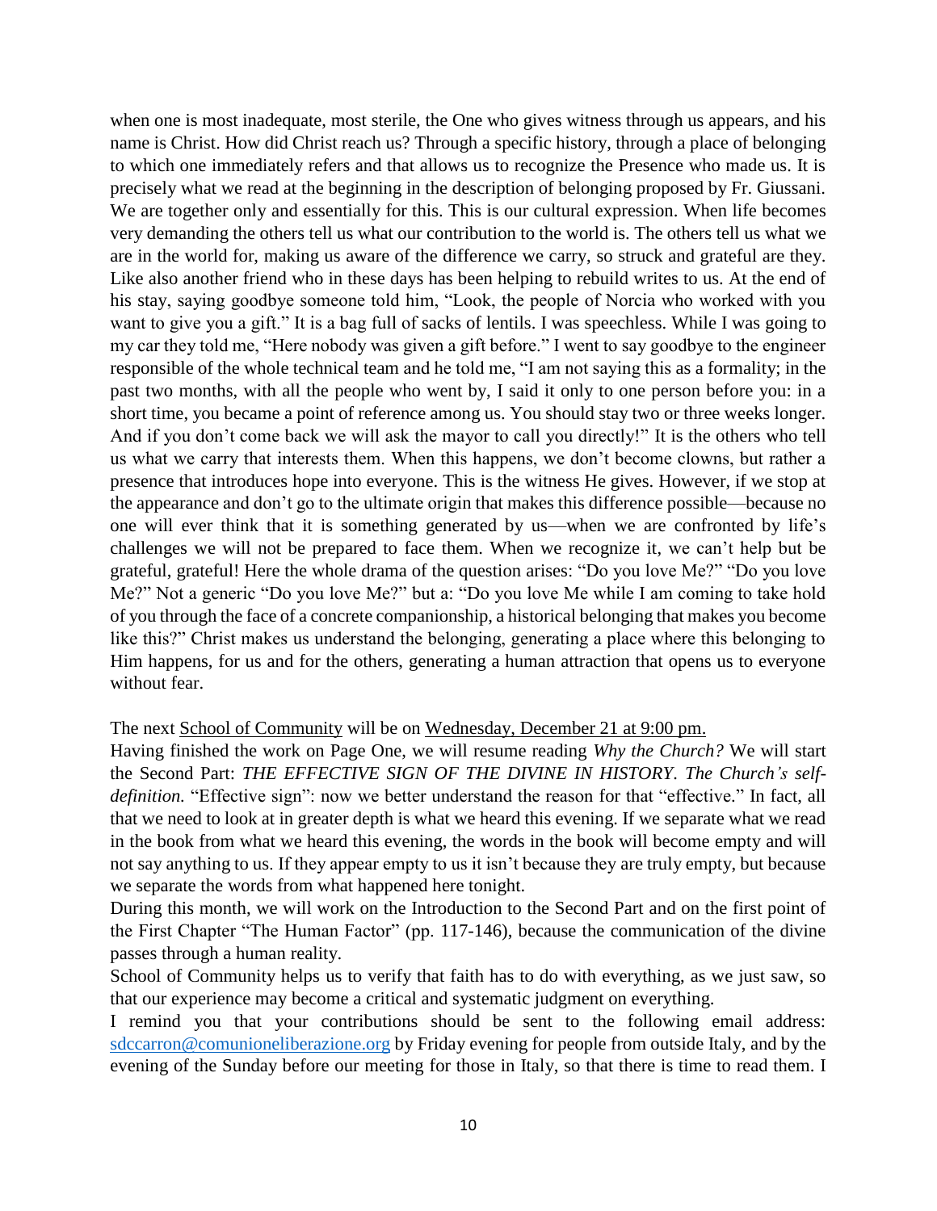when one is most inadequate, most sterile, the One who gives witness through us appears, and his name is Christ. How did Christ reach us? Through a specific history, through a place of belonging to which one immediately refers and that allows us to recognize the Presence who made us. It is precisely what we read at the beginning in the description of belonging proposed by Fr. Giussani. We are together only and essentially for this. This is our cultural expression. When life becomes very demanding the others tell us what our contribution to the world is. The others tell us what we are in the world for, making us aware of the difference we carry, so struck and grateful are they. Like also another friend who in these days has been helping to rebuild writes to us. At the end of his stay, saying goodbye someone told him, "Look, the people of Norcia who worked with you want to give you a gift." It is a bag full of sacks of lentils. I was speechless. While I was going to my car they told me, "Here nobody was given a gift before." I went to say goodbye to the engineer responsible of the whole technical team and he told me, "I am not saying this as a formality; in the past two months, with all the people who went by, I said it only to one person before you: in a short time, you became a point of reference among us. You should stay two or three weeks longer. And if you don't come back we will ask the mayor to call you directly!" It is the others who tell us what we carry that interests them. When this happens, we don't become clowns, but rather a presence that introduces hope into everyone. This is the witness He gives. However, if we stop at the appearance and don't go to the ultimate origin that makes this difference possible—because no one will ever think that it is something generated by us—when we are confronted by life's challenges we will not be prepared to face them. When we recognize it, we can't help but be grateful, grateful! Here the whole drama of the question arises: "Do you love Me?" "Do you love Me?" Not a generic "Do you love Me?" but a: "Do you love Me while I am coming to take hold of you through the face of a concrete companionship, a historical belonging that makes you become like this?" Christ makes us understand the belonging, generating a place where this belonging to Him happens, for us and for the others, generating a human attraction that opens us to everyone without fear.

The next School of Community will be on Wednesday, December 21 at 9:00 pm.

Having finished the work on Page One, we will resume reading *Why the Church?* We will start the Second Part: *THE EFFECTIVE SIGN OF THE DIVINE IN HISTORY. The Church's self-definition.* "Effective sign": now we better understand the reason for that "effective." In fact, all that we need to look at in greater depth is what we heard this evening. If we separate what we read in the book from what we heard this evening, the words in the book will become empty and will not say anything to us. If they appear empty to us it isn't because they are truly empty, but because we separate the words from what happened here tonight.

During this month, we will work on the Introduction to the Second Part and on the first point of the First Chapter "The Human Factor" (pp. 117-146), because the communication of the divine passes through a human reality.

School of Community helps us to verify that faith has to do with everything, as we just saw, so that our experience may become a critical and systematic judgment on everything.

I remind you that your contributions should be sent to the following email address: sdccarron@comunioneliberazione.org by Friday evening for people from outside Italy, and by the evening of the Sunday before our meeting for those in Italy, so that there is time to read them. I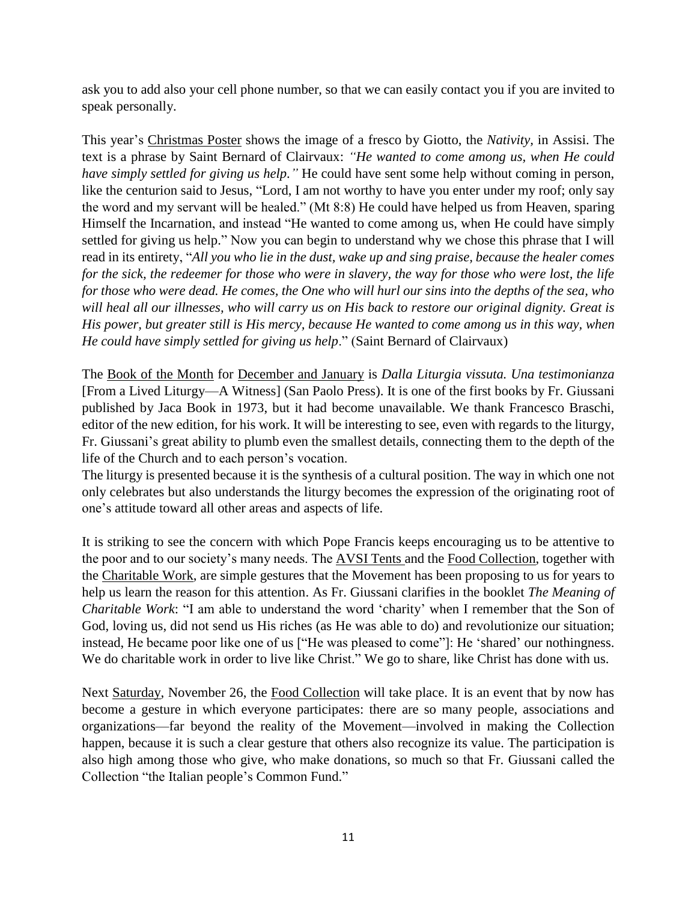ask you to add also your cell phone number, so that we can easily contact you if you are invited to speak personally.

This year's Christmas Poster shows the image of a fresco by Giotto, the *Nativity*, in Assisi. The text is a phrase by Saint Bernard of Clairvaux: *"He wanted to come among us, when He could have simply settled for giving us help."* He could have sent some help without coming in person, like the centurion said to Jesus, "Lord, I am not worthy to have you enter under my roof; only say the word and my servant will be healed." (Mt 8:8) He could have helped us from Heaven, sparing Himself the Incarnation, and instead "He wanted to come among us, when He could have simply settled for giving us help." Now you can begin to understand why we chose this phrase that I will read in its entirety, "*All you who lie in the dust, wake up and sing praise, because the healer comes for the sick, the redeemer for those who were in slavery, the way for those who were lost, the life for those who were dead. He comes, the One who will hurl our sins into the depths of the sea, who will heal all our illnesses, who will carry us on His back to restore our original dignity. Great is His power, but greater still is His mercy, because He wanted to come among us in this way, when He could have simply settled for giving us help*." (Saint Bernard of Clairvaux)

The Book of the Month for December and January is *Dalla Liturgia vissuta. Una testimonianza* [From a Lived Liturgy—A Witness] (San Paolo Press). It is one of the first books by Fr. Giussani published by Jaca Book in 1973, but it had become unavailable. We thank Francesco Braschi, editor of the new edition, for his work. It will be interesting to see, even with regards to the liturgy, Fr. Giussani's great ability to plumb even the smallest details, connecting them to the depth of the life of the Church and to each person's vocation.
The liturgy is presented because it is the synthesis of a cultural position. The way in which one not only celebrates but also understands the liturgy becomes the expression of the originating root of one's attitude toward all other areas and aspects of life.

It is striking to see the concern with which Pope Francis keeps encouraging us to be attentive to the poor and to our society's many needs. The AVSI Tents and the Food Collection, together with the Charitable Work, are simple gestures that the Movement has been proposing to us for years to help us learn the reason for this attention. As Fr. Giussani clarifies in the booklet *The Meaning of Charitable Work*: "I am able to understand the word 'charity' when I remember that the Son of God, loving us, did not send us His riches (as He was able to do) and revolutionize our situation; instead, He became poor like one of us ["He was pleased to come"]: He 'shared' our nothingness. We do charitable work in order to live like Christ." We go to share, like Christ has done with us.

Next Saturday, November 26, the Food Collection will take place. It is an event that by now has become a gesture in which everyone participates: there are so many people, associations and organizations—far beyond the reality of the Movement—involved in making the Collection happen, because it is such a clear gesture that others also recognize its value. The participation is also high among those who give, who make donations, so much so that Fr. Giussani called the Collection "the Italian people's Common Fund."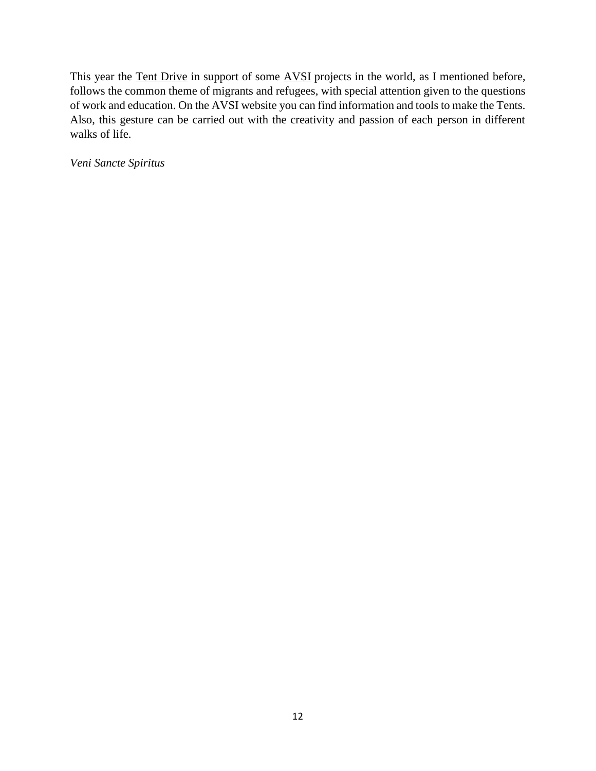This year the Tent Drive in support of some AVSI projects in the world, as I mentioned before, follows the common theme of migrants and refugees, with special attention given to the questions of work and education. On the AVSI website you can find information and tools to make the Tents. Also, this gesture can be carried out with the creativity and passion of each person in different walks of life.

*Veni Sancte Spiritus*